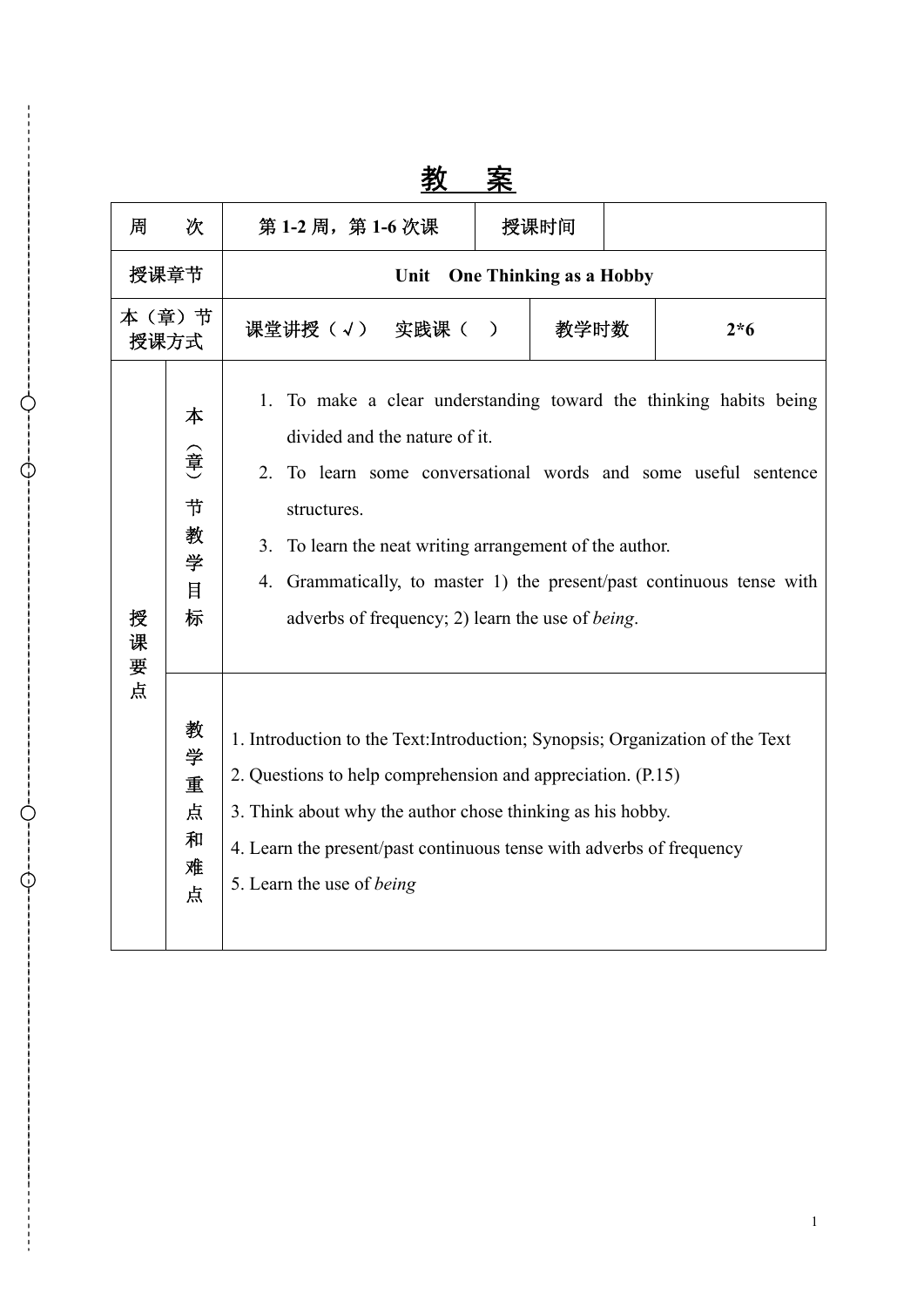# 教　案

| 周　　次 | | 第 1-2 周，第 1-6 次课 | 授课时间 | |
|---|---|---|---|---|
| 授课章节 | | Unit　One Thinking as a Hobby | | |
| 本（章）节授课方式 | | 课堂讲授（√）　实践课（　） | 教学时数 | 2*6 |
| 授课要点 | 本（章）节教学目标 | 1. To make a clear understanding toward the thinking habits being divided and the nature of it.<br>2. To learn some conversational words and some useful sentence structures.<br>3. To learn the neat writing arrangement of the author.<br>4. Grammatically, to master 1) the present/past continuous tense with adverbs of frequency; 2) learn the use of *being*. | | |
| | 教学重点和难点 | 1. Introduction to the Text:Introduction; Synopsis; Organization of the Text<br>2. Questions to help comprehension and appreciation. (P.15)<br>3. Think about why the author chose thinking as his hobby.<br>4. Learn the present/past continuous tense with adverbs of frequency<br>5. Learn the use of *being* | | |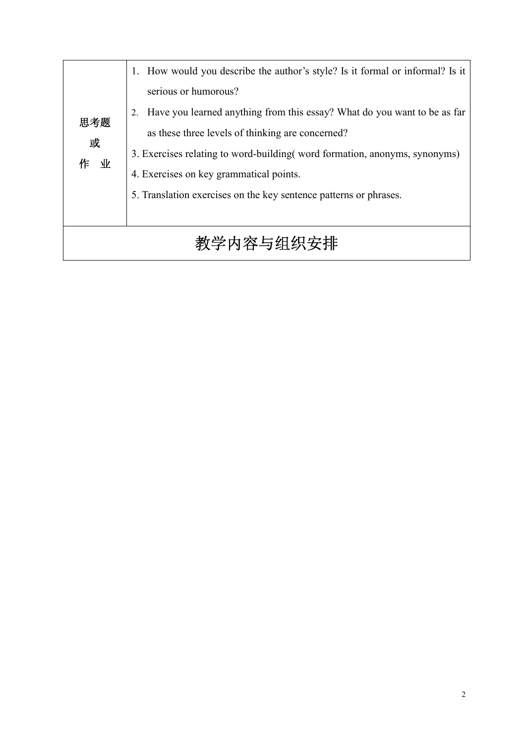| 思考题 或 作 业 | 1. How would you describe the author's style? Is it formal or informal? Is it serious or humorous?<br>2. Have you learned anything from this essay? What do you want to be as far as these three levels of thinking are concerned?<br>3. Exercises relating to word-building( word formation, anonyms, synonyms)<br>4. Exercises on key grammatical points.<br>5. Translation exercises on the key sentence patterns or phrases. |
|---|---|

# 教学内容与组织安排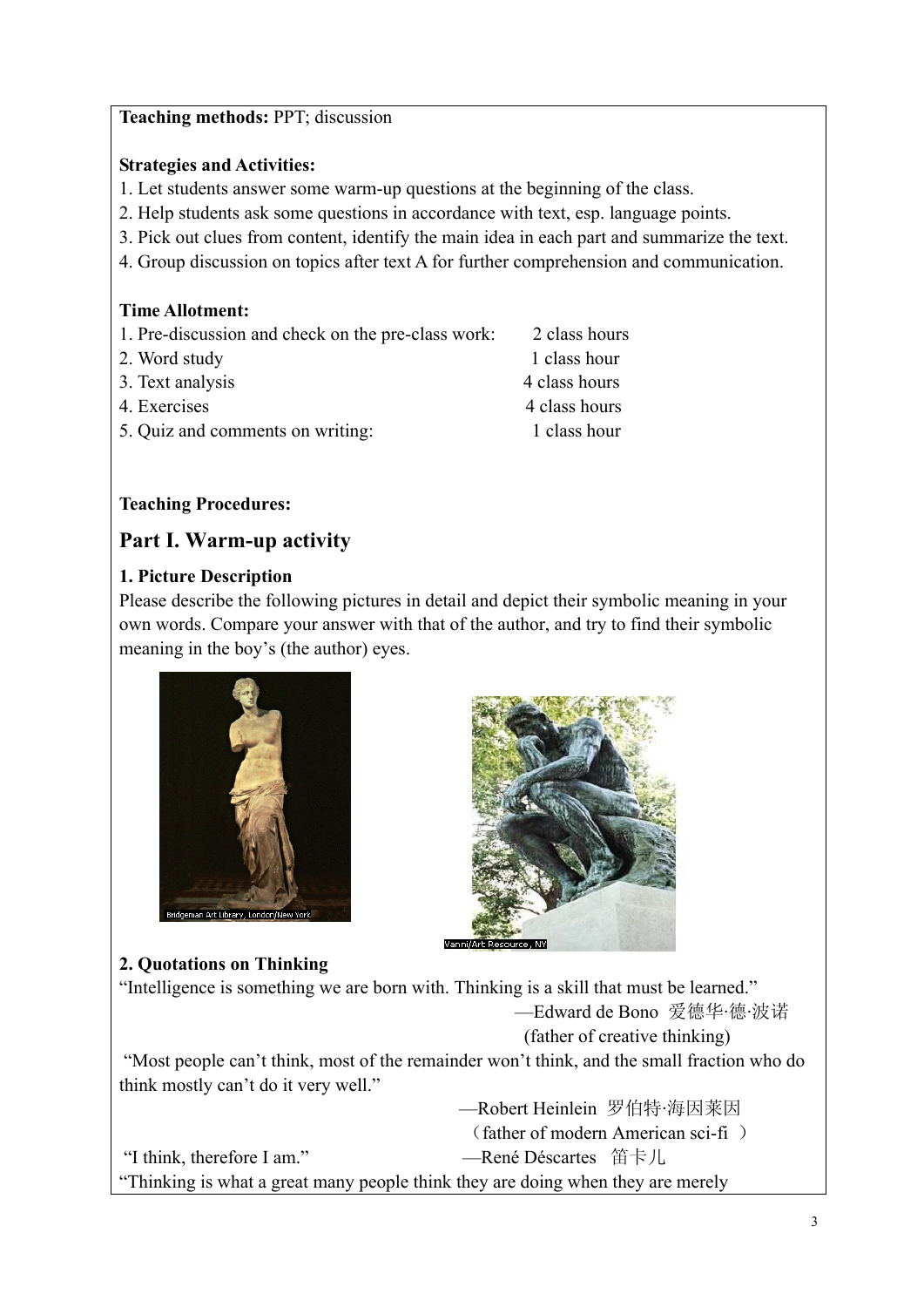**Teaching methods:** PPT; discussion

**Strategies and Activities:**

1. Let students answer some warm-up questions at the beginning of the class.
2. Help students ask some questions in accordance with text, esp. language points.
3. Pick out clues from content, identify the main idea in each part and summarize the text.
4. Group discussion on topics after text A for further comprehension and communication.

**Time Allotment:**

| | |
|---|---|
| 1. Pre-discussion and check on the pre-class work: | 2 class hours |
| 2. Word study | 1 class hour |
| 3. Text analysis | 4 class hours |
| 4. Exercises | 4 class hours |
| 5. Quiz and comments on writing: | 1 class hour |

**Teaching Procedures:**

## Part I. Warm-up activity

### 1. Picture Description

Please describe the following pictures in detail and depict their symbolic meaning in your own words. Compare your answer with that of the author, and try to find their symbolic meaning in the boy's (the author) eyes.

Bridgeman Art Library, London/New York

Vanni/Art Resource, NY

### 2. Quotations on Thinking

"Intelligence is something we are born with. Thinking is a skill that must be learned."

—Edward de Bono 爱德华·德·波诺 (father of creative thinking)

"Most people can't think, most of the remainder won't think, and the small fraction who do think mostly can't do it very well."

—Robert Heinlein 罗伯特·海因莱因 （father of modern American sci-fi ）

"I think, therefore I am." —René Déscartes 笛卡儿

"Thinking is what a great many people think they are doing when they are merely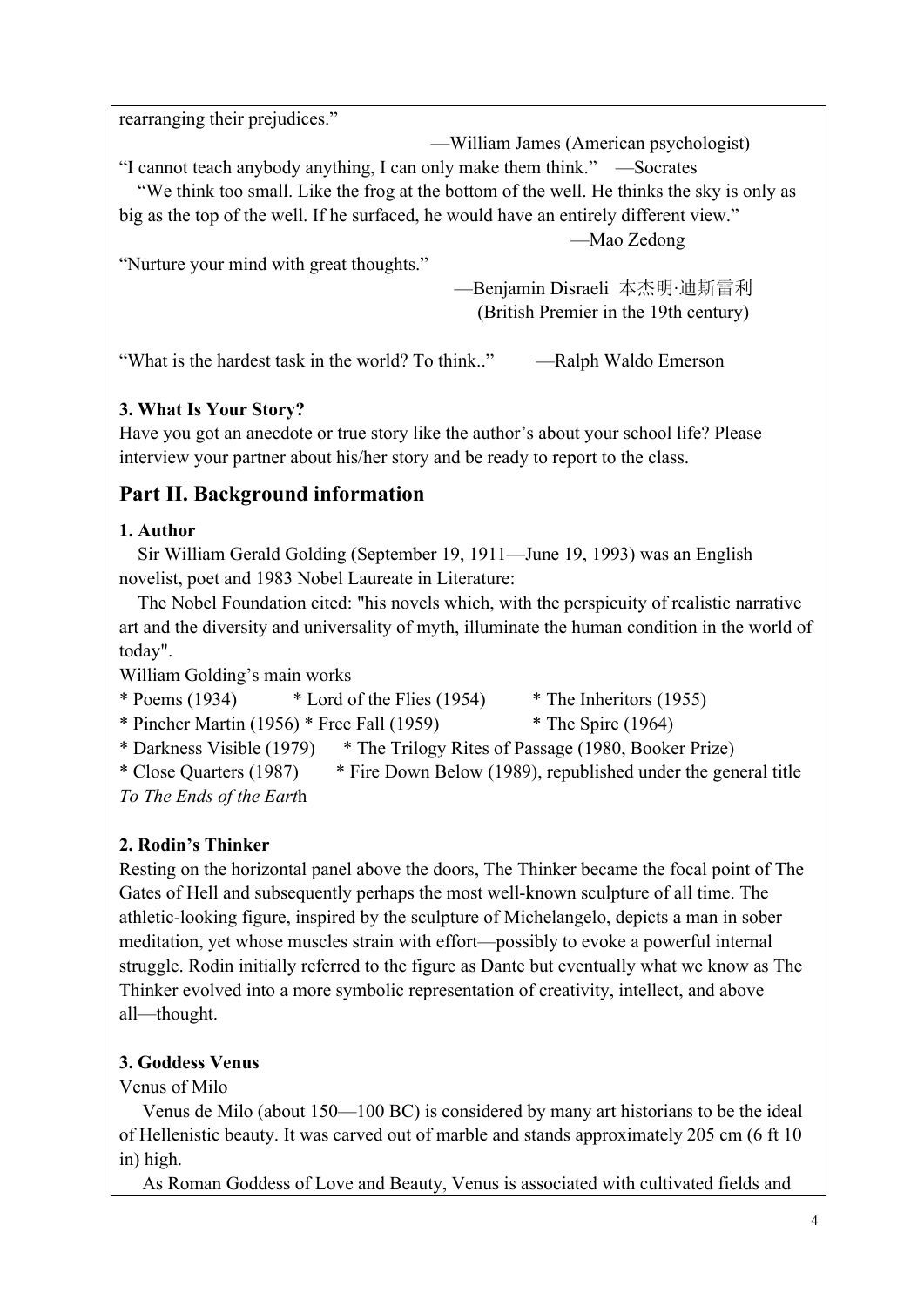rearranging their prejudices."

—William James (American psychologist)

"I cannot teach anybody anything, I can only make them think." —Socrates

"We think too small. Like the frog at the bottom of the well. He thinks the sky is only as big as the top of the well. If he surfaced, he would have an entirely different view."

—Mao Zedong

"Nurture your mind with great thoughts."

—Benjamin Disraeli 本杰明·迪斯雷利 (British Premier in the 19th century)

"What is the hardest task in the world? To think.." —Ralph Waldo Emerson

**3. What Is Your Story?**

Have you got an anecdote or true story like the author's about your school life? Please interview your partner about his/her story and be ready to report to the class.

## Part II. Background information

**1. Author**

Sir William Gerald Golding (September 19, 1911—June 19, 1993) was an English novelist, poet and 1983 Nobel Laureate in Literature:

The Nobel Foundation cited: "his novels which, with the perspicuity of realistic narrative art and the diversity and universality of myth, illuminate the human condition in the world of today".

William Golding's main works

* Poems (1934) * Lord of the Flies (1954) * The Inheritors (1955)
* Pincher Martin (1956) * Free Fall (1959) * The Spire (1964)
* Darkness Visible (1979) * The Trilogy Rites of Passage (1980, Booker Prize)
* Close Quarters (1987) * Fire Down Below (1989), republished under the general title *To The Ends of the Eart*h

**2. Rodin's Thinker**

Resting on the horizontal panel above the doors, The Thinker became the focal point of The Gates of Hell and subsequently perhaps the most well-known sculpture of all time. The athletic-looking figure, inspired by the sculpture of Michelangelo, depicts a man in sober meditation, yet whose muscles strain with effort—possibly to evoke a powerful internal struggle. Rodin initially referred to the figure as Dante but eventually what we know as The Thinker evolved into a more symbolic representation of creativity, intellect, and above all—thought.

**3. Goddess Venus**

Venus of Milo

Venus de Milo (about 150—100 BC) is considered by many art historians to be the ideal of Hellenistic beauty. It was carved out of marble and stands approximately 205 cm (6 ft 10 in) high.

As Roman Goddess of Love and Beauty, Venus is associated with cultivated fields and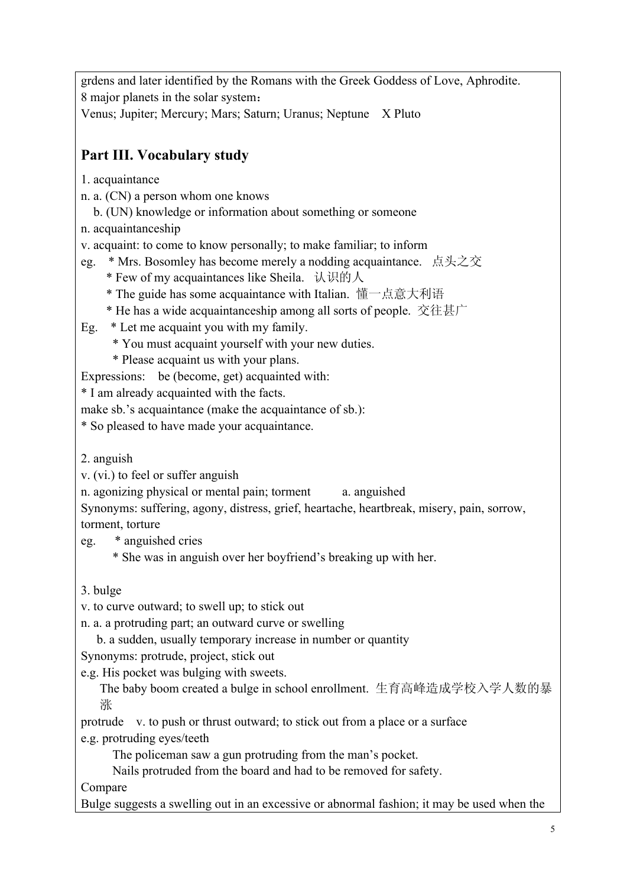grdens and later identified by the Romans with the Greek Goddess of Love, Aphrodite.

8 major planets in the solar system：

Venus; Jupiter; Mercury; Mars; Saturn; Uranus; Neptune X Pluto

## Part III. Vocabulary study

1. acquaintance

n. a. (CN) a person whom one knows

b. (UN) knowledge or information about something or someone

n. acquaintanceship

v. acquaint: to come to know personally; to make familiar; to inform

eg. * Mrs. Bosomley has become merely a nodding acquaintance. 点头之交

* Few of my acquaintances like Sheila. 认识的人

* The guide has some acquaintance with Italian. 懂一点意大利语

* He has a wide acquaintanceship among all sorts of people. 交往甚广

Eg. * Let me acquaint you with my family.

* You must acquaint yourself with your new duties.

* Please acquaint us with your plans.

Expressions: be (become, get) acquainted with:

* I am already acquainted with the facts.

make sb.'s acquaintance (make the acquaintance of sb.):

* So pleased to have made your acquaintance.

2. anguish

v. (vi.) to feel or suffer anguish

n. agonizing physical or mental pain; torment a. anguished

Synonyms: suffering, agony, distress, grief, heartache, heartbreak, misery, pain, sorrow, torment, torture

eg. * anguished cries

* She was in anguish over her boyfriend's breaking up with her.

3. bulge

v. to curve outward; to swell up; to stick out

n. a. a protruding part; an outward curve or swelling

b. a sudden, usually temporary increase in number or quantity

Synonyms: protrude, project, stick out

e.g. His pocket was bulging with sweets.

The baby boom created a bulge in school enrollment. 生育高峰造成学校入学人数的暴涨

protrude v. to push or thrust outward; to stick out from a place or a surface

e.g. protruding eyes/teeth

The policeman saw a gun protruding from the man's pocket.

Nails protruded from the board and had to be removed for safety.

Compare

Bulge suggests a swelling out in an excessive or abnormal fashion; it may be used when the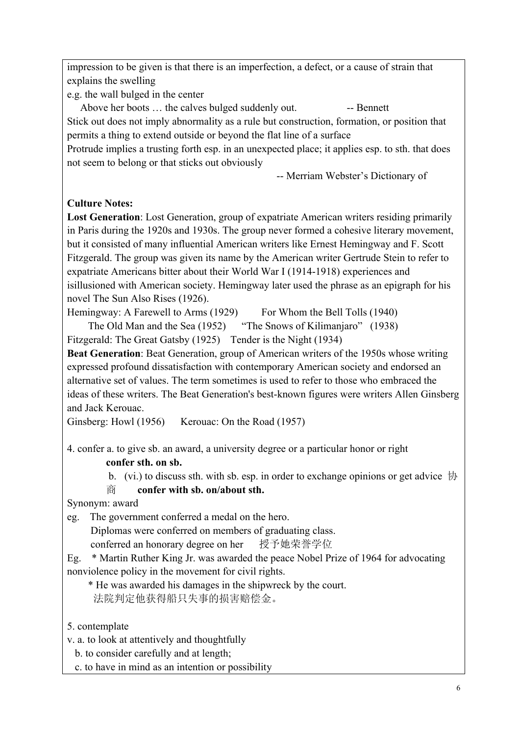impression to be given is that there is an imperfection, a defect, or a cause of strain that explains the swelling

e.g. the wall bulged in the center

Above her boots … the calves bulged suddenly out. -- Bennett

Stick out does not imply abnormality as a rule but construction, formation, or position that permits a thing to extend outside or beyond the flat line of a surface

Protrude implies a trusting forth esp. in an unexpected place; it applies esp. to sth. that does not seem to belong or that sticks out obviously

-- Merriam Webster's Dictionary of

**Culture Notes:**

**Lost Generation**: Lost Generation, group of expatriate American writers residing primarily in Paris during the 1920s and 1930s. The group never formed a cohesive literary movement, but it consisted of many influential American writers like Ernest Hemingway and F. Scott Fitzgerald. The group was given its name by the American writer Gertrude Stein to refer to expatriate Americans bitter about their World War I (1914-1918) experiences and isillusioned with American society. Hemingway later used the phrase as an epigraph for his novel The Sun Also Rises (1926).

Hemingway: A Farewell to Arms (1929) For Whom the Bell Tolls (1940)
The Old Man and the Sea (1952) "The Snows of Kilimanjaro" (1938)

Fitzgerald: The Great Gatsby (1925) Tender is the Night (1934)

**Beat Generation**: Beat Generation, group of American writers of the 1950s whose writing expressed profound dissatisfaction with contemporary American society and endorsed an alternative set of values. The term sometimes is used to refer to those who embraced the ideas of these writers. The Beat Generation's best-known figures were writers Allen Ginsberg and Jack Kerouac.

Ginsberg: Howl (1956) Kerouac: On the Road (1957)

4. confer a. to give sb. an award, a university degree or a particular honor or right
**confer sth. on sb.**
b. (vi.) to discuss sth. with sb. esp. in order to exchange opinions or get advice 协商 **confer with sb. on/about sth.**

Synonym: award

eg. The government conferred a medal on the hero.
Diplomas were conferred on members of graduating class.
conferred an honorary degree on her 授予她荣誉学位

Eg. * Martin Ruther King Jr. was awarded the peace Nobel Prize of 1964 for advocating nonviolence policy in the movement for civil rights.
* He was awarded his damages in the shipwreck by the court.
法院判定他获得船只失事的损害赔偿金。

5. contemplate

v. a. to look at attentively and thoughtfully
b. to consider carefully and at length;
c. to have in mind as an intention or possibility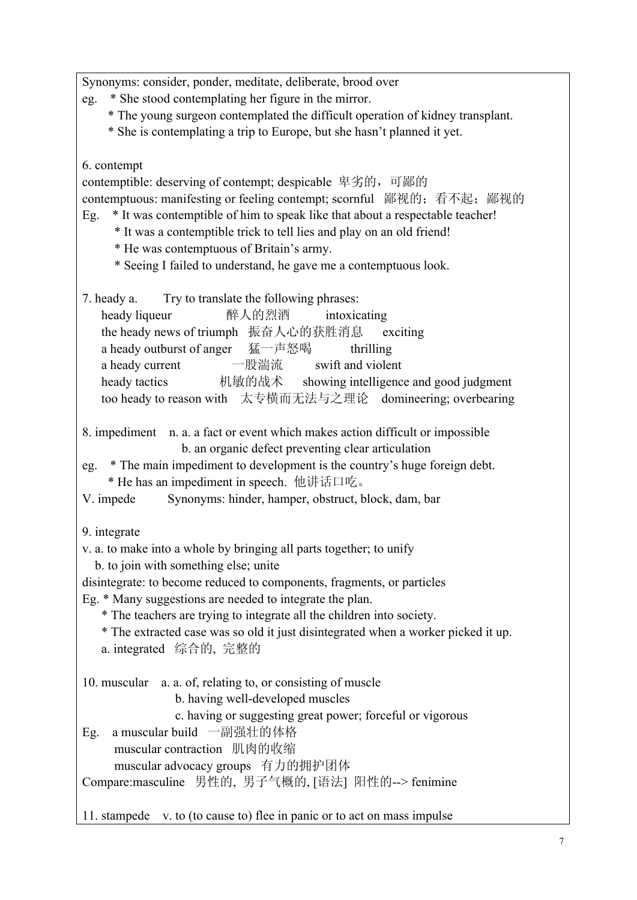Synonyms: consider, ponder, meditate, deliberate, brood over

eg. * She stood contemplating her figure in the mirror.
* The young surgeon contemplated the difficult operation of kidney transplant.
* She is contemplating a trip to Europe, but she hasn't planned it yet.

6. contempt

contemptible: deserving of contempt; despicable 卑劣的，可鄙的

contemptuous: manifesting or feeling contempt; scornful 鄙视的；看不起；鄙视的

Eg. * It was contemptible of him to speak like that about a respectable teacher!
* It was a contemptible trick to tell lies and play on an old friend!
* He was contemptuous of Britain's army.
* Seeing I failed to understand, he gave me a contemptuous look.

7. heady a. Try to translate the following phrases:

| | | |
|---|---|---|
| heady liqueur | 醉人的烈酒 | intoxicating |
| the heady news of triumph | 振奋人心的获胜消息 | exciting |
| a heady outburst of anger | 猛一声怒喝 | thrilling |
| a heady current | 一股湍流 | swift and violent |
| heady tactics | 机敏的战术 | showing intelligence and good judgment |
| too heady to reason with | 太专横而无法与之理论 | domineering; overbearing |

8. impediment n. a. a fact or event which makes action difficult or impossible
b. an organic defect preventing clear articulation

eg. * The main impediment to development is the country's huge foreign debt.
* He has an impediment in speech. 他讲话口吃。

V. impede Synonyms: hinder, hamper, obstruct, block, dam, bar

9. integrate

v. a. to make into a whole by bringing all parts together; to unify
b. to join with something else; unite

disintegrate: to become reduced to components, fragments, or particles

Eg. * Many suggestions are needed to integrate the plan.
* The teachers are trying to integrate all the children into society.
* The extracted case was so old it just disintegrated when a worker picked it up.

a. integrated 综合的, 完整的

10. muscular a. a. of, relating to, or consisting of muscle
b. having well-developed muscles
c. having or suggesting great power; forceful or vigorous

Eg. a muscular build 一副强壮的体格
muscular contraction 肌肉的收缩
muscular advocacy groups 有力的拥护团体

Compare:masculine 男性的, 男子气概的, [语法] 阳性的--> fenimine

11. stampede v. to (to cause to) flee in panic or to act on mass impulse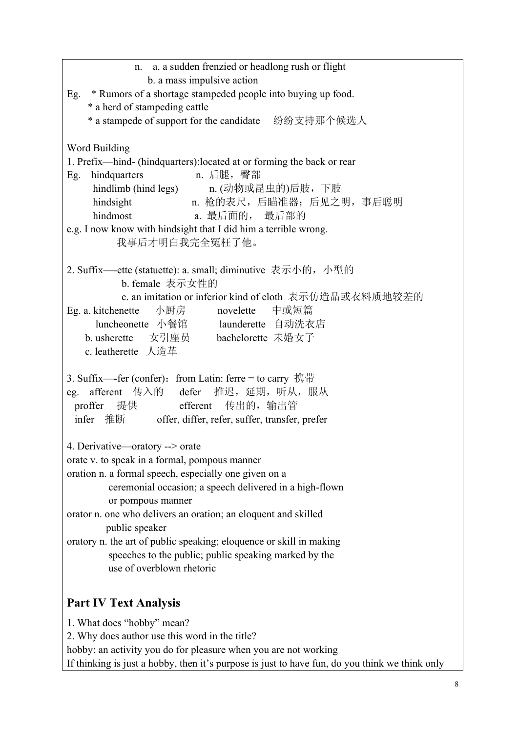n. a. a sudden frenzied or headlong rush or flight
b. a mass impulsive action

Eg. * Rumors of a shortage stampeded people into buying up food.
* a herd of stampeding cattle
* a stampede of support for the candidate 纷纷支持那个候选人

Word Building

1. Prefix—hind- (hindquarters):located at or forming the back or rear

Eg. hindquarters n. 后腿，臀部
hindlimb (hind legs) n. (动物或昆虫的)后肢，下肢
hindsight n. 枪的表尺，后瞄准器；后见之明，事后聪明
hindmost a. 最后面的， 最后部的

e.g. I now know with hindsight that I did him a terrible wrong.
我事后才明白我完全冤枉了他。

2. Suffix—-ette (statuette): a. small; diminutive 表示小的，小型的
b. female 表示女性的
c. an imitation or inferior kind of cloth 表示仿造品或衣料质地较差的

Eg. a. kitchenette 小厨房 novelette 中或短篇
luncheonette 小餐馆 launderette 自动洗衣店
b. usherette 女引座员 bachelorette 未婚女子
c. leatherette 人造革

3. Suffix—-fer (confer)：from Latin: ferre = to carry 携带

eg. afferent 传入的 defer 推迟，延期，听从，服从
proffer 提供 efferent 传出的，输出管
infer 推断 offer, differ, refer, suffer, transfer, prefer

4. Derivative—oratory --> orate

orate v. to speak in a formal, pompous manner

oration n. a formal speech, especially one given on a ceremonial occasion; a speech delivered in a high-flown or pompous manner

orator n. one who delivers an oration; an eloquent and skilled public speaker

oratory n. the art of public speaking; eloquence or skill in making speeches to the public; public speaking marked by the use of overblown rhetoric

## Part IV Text Analysis

1. What does “hobby” mean?
2. Why does author use this word in the title?

hobby: an activity you do for pleasure when you are not working

If thinking is just a hobby, then it’s purpose is just to have fun, do you think we think only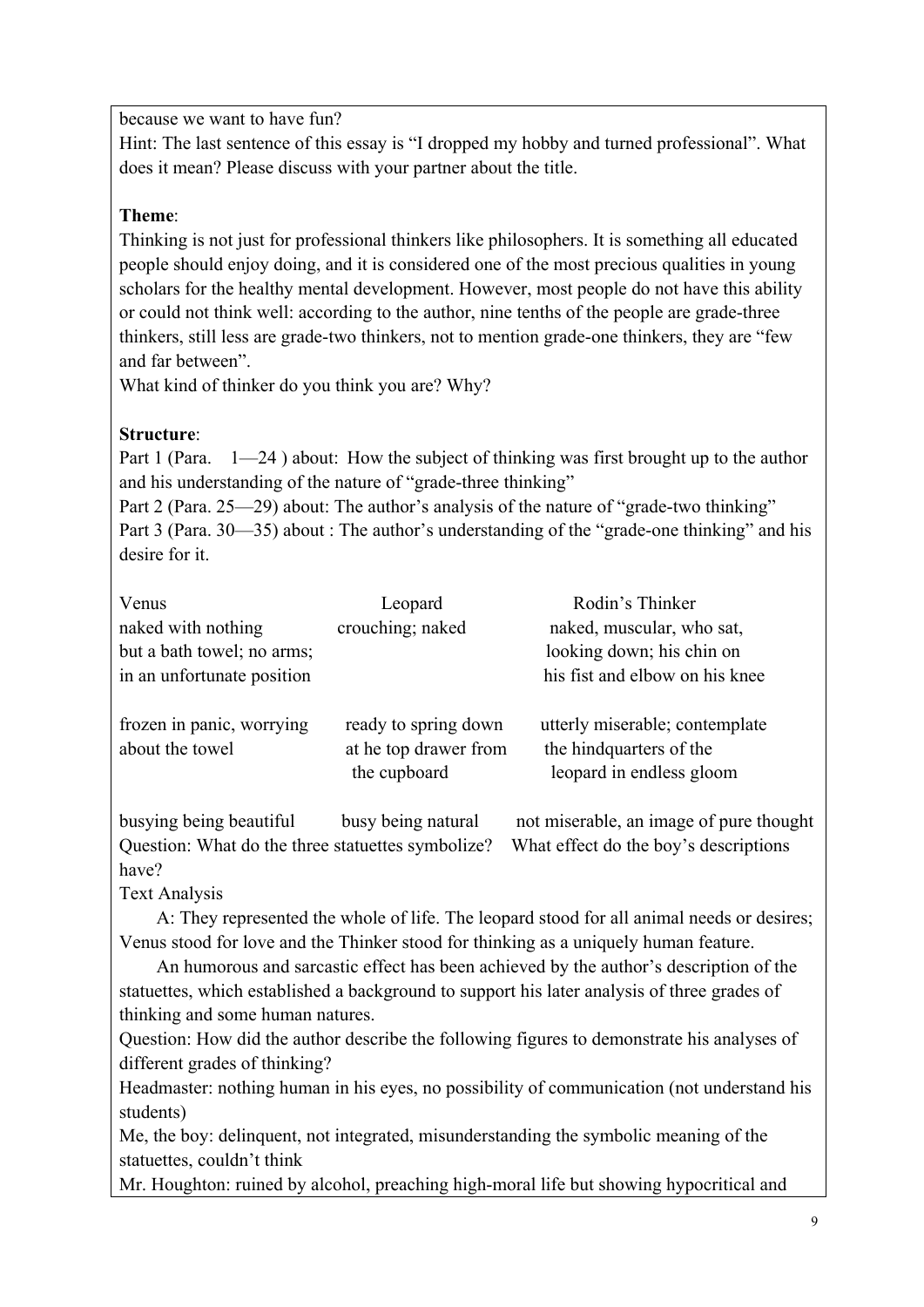because we want to have fun?

Hint: The last sentence of this essay is "I dropped my hobby and turned professional". What does it mean? Please discuss with your partner about the title.

**Theme**:

Thinking is not just for professional thinkers like philosophers. It is something all educated people should enjoy doing, and it is considered one of the most precious qualities in young scholars for the healthy mental development. However, most people do not have this ability or could not think well: according to the author, nine tenths of the people are grade-three thinkers, still less are grade-two thinkers, not to mention grade-one thinkers, they are "few and far between".

What kind of thinker do you think you are? Why?

**Structure**:

Part 1 (Para. 1—24 ) about: How the subject of thinking was first brought up to the author and his understanding of the nature of "grade-three thinking"

Part 2 (Para. 25—29) about: The author's analysis of the nature of "grade-two thinking"

Part 3 (Para. 30—35) about : The author's understanding of the "grade-one thinking" and his desire for it.

| Venus | Leopard | Rodin's Thinker |
|---|---|---|
| naked with nothing but a bath towel; no arms; in an unfortunate position | crouching; naked | naked, muscular, who sat, looking down; his chin on his fist and elbow on his knee |
| frozen in panic, worrying about the towel | ready to spring down at he top drawer from the cupboard | utterly miserable; contemplate the hindquarters of the leopard in endless gloom |
| busying being beautiful | busy being natural | not miserable, an image of pure thought |

Question: What do the three statuettes symbolize? What effect do the boy's descriptions have?

Text Analysis

A: They represented the whole of life. The leopard stood for all animal needs or desires; Venus stood for love and the Thinker stood for thinking as a uniquely human feature.

An humorous and sarcastic effect has been achieved by the author's description of the statuettes, which established a background to support his later analysis of three grades of thinking and some human natures.

Question: How did the author describe the following figures to demonstrate his analyses of different grades of thinking?

Headmaster: nothing human in his eyes, no possibility of communication (not understand his students)

Me, the boy: delinquent, not integrated, misunderstanding the symbolic meaning of the statuettes, couldn't think

Mr. Houghton: ruined by alcohol, preaching high-moral life but showing hypocritical and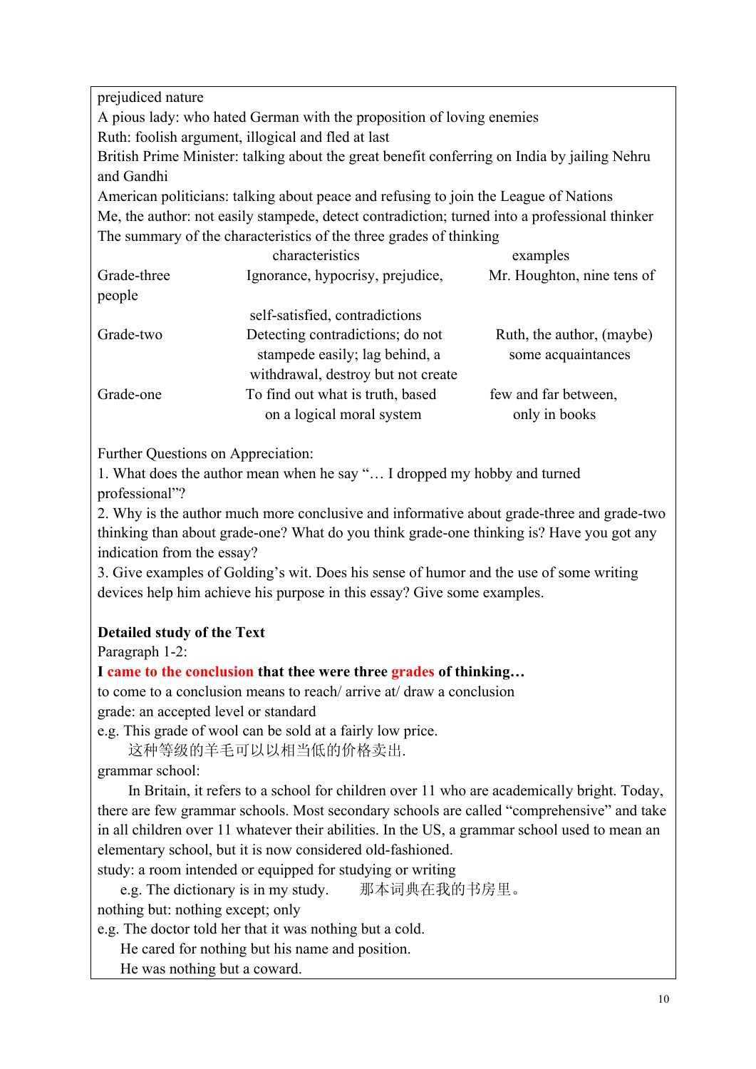prejudiced nature

A pious lady: who hated German with the proposition of loving enemies

Ruth: foolish argument, illogical and fled at last

British Prime Minister: talking about the great benefit conferring on India by jailing Nehru and Gandhi

American politicians: talking about peace and refusing to join the League of Nations

Me, the author: not easily stampede, detect contradiction; turned into a professional thinker

The summary of the characteristics of the three grades of thinking

| | characteristics | examples |
|---|---|---|
| Grade-three people | Ignorance, hypocrisy, prejudice, self-satisfied, contradictions | Mr. Houghton, nine tens of |
| Grade-two | Detecting contradictions; do not stampede easily; lag behind, a withdrawal, destroy but not create | Ruth, the author, (maybe) some acquaintances |
| Grade-one | To find out what is truth, based on a logical moral system | few and far between, only in books |

Further Questions on Appreciation:

1. What does the author mean when he say "… I dropped my hobby and turned professional"?
2. Why is the author much more conclusive and informative about grade-three and grade-two thinking than about grade-one? What do you think grade-one thinking is? Have you got any indication from the essay?
3. Give examples of Golding's wit. Does his sense of humor and the use of some writing devices help him achieve his purpose in this essay? Give some examples.

**Detailed study of the Text**

Paragraph 1-2:

**I came to the conclusion that thee were three grades of thinking…**

to come to a conclusion means to reach/ arrive at/ draw a conclusion

grade: an accepted level or standard

e.g. This grade of wool can be sold at a fairly low price.

这种等级的羊毛可以以相当低的价格卖出.

grammar school:

In Britain, it refers to a school for children over 11 who are academically bright. Today, there are few grammar schools. Most secondary schools are called "comprehensive" and take in all children over 11 whatever their abilities. In the US, a grammar school used to mean an elementary school, but it is now considered old-fashioned.

study: a room intended or equipped for studying or writing

e.g. The dictionary is in my study. 那本词典在我的书房里。

nothing but: nothing except; only

e.g. The doctor told her that it was nothing but a cold.

He cared for nothing but his name and position.

He was nothing but a coward.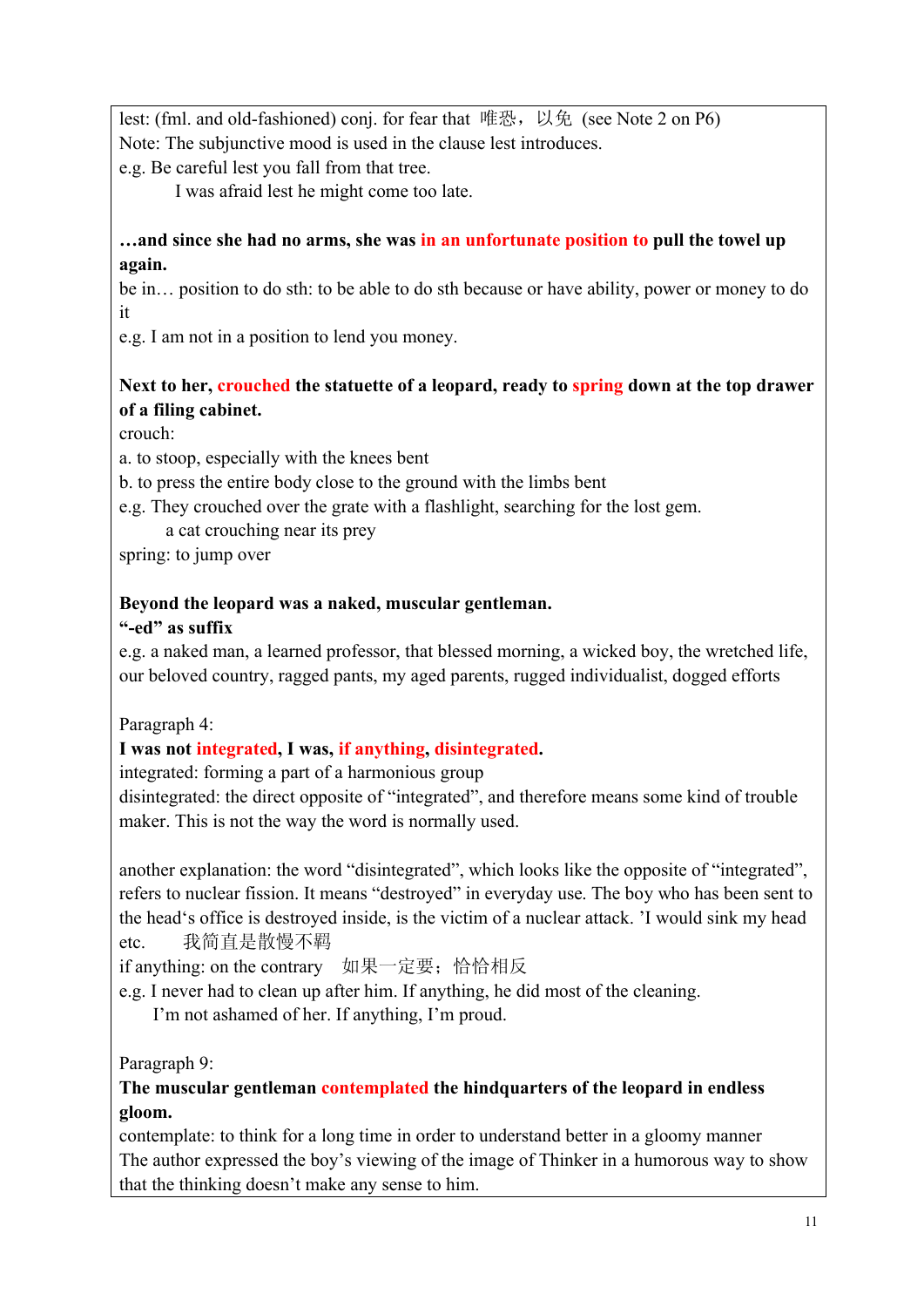lest: (fml. and old-fashioned) conj. for fear that 唯恐，以免 (see Note 2 on P6)
Note: The subjunctive mood is used in the clause lest introduces.
e.g. Be careful lest you fall from that tree.
I was afraid lest he might come too late.

**…and since she had no arms, she was in an unfortunate position to pull the towel up again.**
be in… position to do sth: to be able to do sth because or have ability, power or money to do it
e.g. I am not in a position to lend you money.

**Next to her, crouched the statuette of a leopard, ready to spring down at the top drawer of a filing cabinet.**
crouch:
a. to stoop, especially with the knees bent
b. to press the entire body close to the ground with the limbs bent
e.g. They crouched over the grate with a flashlight, searching for the lost gem.
a cat crouching near its prey
spring: to jump over

**Beyond the leopard was a naked, muscular gentleman.**
**"-ed" as suffix**
e.g. a naked man, a learned professor, that blessed morning, a wicked boy, the wretched life, our beloved country, ragged pants, my aged parents, rugged individualist, dogged efforts

Paragraph 4:
**I was not integrated, I was, if anything, disintegrated.**
integrated: forming a part of a harmonious group
disintegrated: the direct opposite of "integrated", and therefore means some kind of trouble maker. This is not the way the word is normally used.

another explanation: the word "disintegrated", which looks like the opposite of "integrated", refers to nuclear fission. It means "destroyed" in everyday use. The boy who has been sent to the head's office is destroyed inside, is the victim of a nuclear attack. 'I would sink my head etc. 我简直是散慢不羁
if anything: on the contrary 如果一定要；恰恰相反
e.g. I never had to clean up after him. If anything, he did most of the cleaning.
I'm not ashamed of her. If anything, I'm proud.

Paragraph 9:
**The muscular gentleman contemplated the hindquarters of the leopard in endless gloom.**
contemplate: to think for a long time in order to understand better in a gloomy manner
The author expressed the boy's viewing of the image of Thinker in a humorous way to show that the thinking doesn't make any sense to him.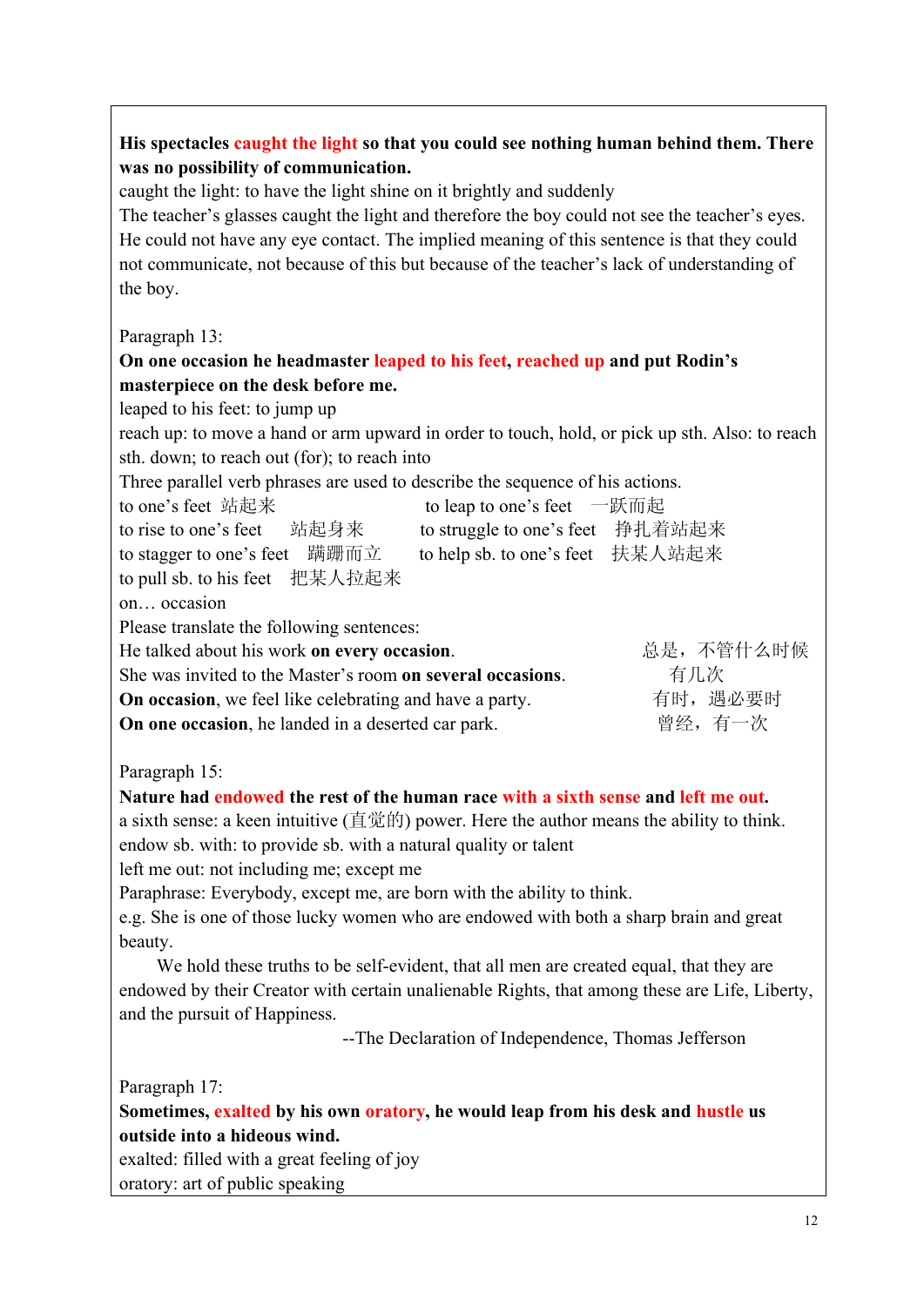**His spectacles caught the light so that you could see nothing human behind them. There was no possibility of communication.**

caught the light: to have the light shine on it brightly and suddenly

The teacher's glasses caught the light and therefore the boy could not see the teacher's eyes. He could not have any eye contact. The implied meaning of this sentence is that they could not communicate, not because of this but because of the teacher's lack of understanding of the boy.

Paragraph 13:

**On one occasion he headmaster leaped to his feet, reached up and put Rodin's masterpiece on the desk before me.**

leaped to his feet: to jump up

reach up: to move a hand or arm upward in order to touch, hold, or pick up sth. Also: to reach sth. down; to reach out (for); to reach into

Three parallel verb phrases are used to describe the sequence of his actions.

| | | | |
|---|---|---|---|
| to one's feet | 站起来 | to leap to one's feet | 一跃而起 |
| to rise to one's feet | 站起身来 | to struggle to one's feet | 挣扎着站起来 |
| to stagger to one's feet | 蹒跚而立 | to help sb. to one's feet | 扶某人站起来 |
| to pull sb. to his feet | 把某人拉起来 | | |

on… occasion

Please translate the following sentences:

| | |
|---|---|
| He talked about his work **on every occasion**. | 总是，不管什么时候 |
| She was invited to the Master's room **on several occasions**. | 有几次 |
| **On occasion**, we feel like celebrating and have a party. | 有时，遇必要时 |
| **On one occasion**, he landed in a deserted car park. | 曾经，有一次 |

Paragraph 15:

**Nature had endowed the rest of the human race with a sixth sense and left me out.**

a sixth sense: a keen intuitive (直觉的) power. Here the author means the ability to think.

endow sb. with: to provide sb. with a natural quality or talent

left me out: not including me; except me

Paraphrase: Everybody, except me, are born with the ability to think.

e.g. She is one of those lucky women who are endowed with both a sharp brain and great beauty.

We hold these truths to be self-evident, that all men are created equal, that they are endowed by their Creator with certain unalienable Rights, that among these are Life, Liberty, and the pursuit of Happiness.

--The Declaration of Independence, Thomas Jefferson

Paragraph 17:

**Sometimes, exalted by his own oratory, he would leap from his desk and hustle us outside into a hideous wind.**

exalted: filled with a great feeling of joy

oratory: art of public speaking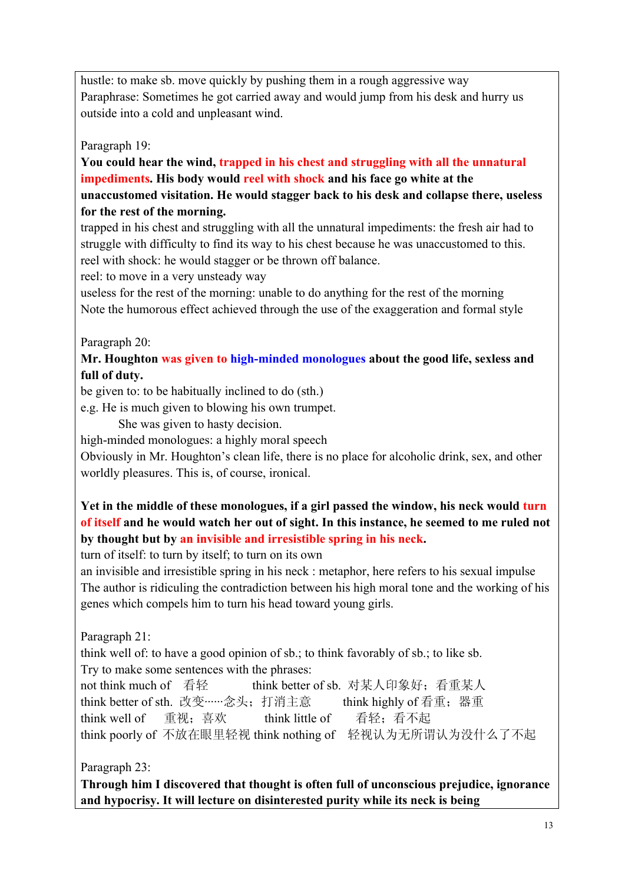hustle: to make sb. move quickly by pushing them in a rough aggressive way
Paraphrase: Sometimes he got carried away and would jump from his desk and hurry us outside into a cold and unpleasant wind.

Paragraph 19:

**You could hear the wind, trapped in his chest and struggling with all the unnatural impediments. His body would reel with shock and his face go white at the unaccustomed visitation. He would stagger back to his desk and collapse there, useless for the rest of the morning.**

trapped in his chest and struggling with all the unnatural impediments: the fresh air had to struggle with difficulty to find its way to his chest because he was unaccustomed to this.
reel with shock: he would stagger or be thrown off balance.
reel: to move in a very unsteady way
useless for the rest of the morning: unable to do anything for the rest of the morning
Note the humorous effect achieved through the use of the exaggeration and formal style

Paragraph 20:

**Mr. Houghton was given to high-minded monologues about the good life, sexless and full of duty.**

be given to: to be habitually inclined to do (sth.)
e.g. He is much given to blowing his own trumpet.
She was given to hasty decision.
high-minded monologues: a highly moral speech
Obviously in Mr. Houghton's clean life, there is no place for alcoholic drink, sex, and other worldly pleasures. This is, of course, ironical.

**Yet in the middle of these monologues, if a girl passed the window, his neck would turn of itself and he would watch her out of sight. In this instance, he seemed to me ruled not by thought but by an invisible and irresistible spring in his neck.**

turn of itself: to turn by itself; to turn on its own
an invisible and irresistible spring in his neck : metaphor, here refers to his sexual impulse
The author is ridiculing the contradiction between his high moral tone and the working of his genes which compels him to turn his head toward young girls.

Paragraph 21:

think well of: to have a good opinion of sb.; to think favorably of sb.; to like sb.
Try to make some sentences with the phrases:
not think much of　看轻　　think better of sb. 对某人印象好；看重某人
think better of sth. 改变……念头；打消主意　　think highly of 看重；器重
think well of　重视；喜欢　　think little of　看轻；看不起
think poorly of 不放在眼里轻视 think nothing of　轻视认为无所谓认为没什么了不起

Paragraph 23:

**Through him I discovered that thought is often full of unconscious prejudice, ignorance and hypocrisy. It will lecture on disinterested purity while its neck is being**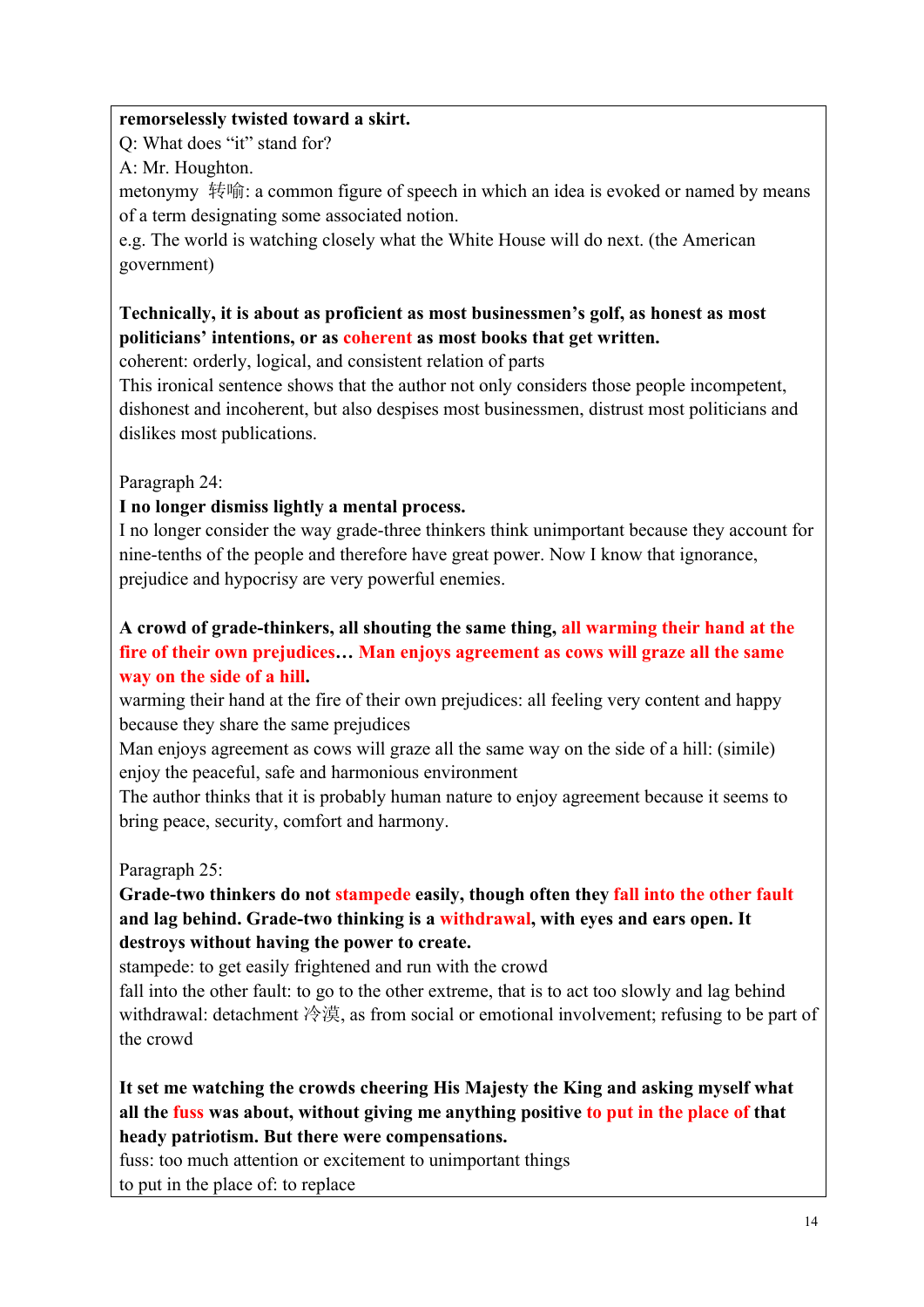**remorselessly twisted toward a skirt.**

Q: What does "it" stand for?

A: Mr. Houghton.

metonymy 转喻: a common figure of speech in which an idea is evoked or named by means of a term designating some associated notion.

e.g. The world is watching closely what the White House will do next. (the American government)

**Technically, it is about as proficient as most businessmen's golf, as honest as most politicians' intentions, or as coherent as most books that get written.**

coherent: orderly, logical, and consistent relation of parts

This ironical sentence shows that the author not only considers those people incompetent, dishonest and incoherent, but also despises most businessmen, distrust most politicians and dislikes most publications.

Paragraph 24:

**I no longer dismiss lightly a mental process.**

I no longer consider the way grade-three thinkers think unimportant because they account for nine-tenths of the people and therefore have great power. Now I know that ignorance, prejudice and hypocrisy are very powerful enemies.

**A crowd of grade-thinkers, all shouting the same thing, all warming their hand at the fire of their own prejudices… Man enjoys agreement as cows will graze all the same way on the side of a hill.**

warming their hand at the fire of their own prejudices: all feeling very content and happy because they share the same prejudices

Man enjoys agreement as cows will graze all the same way on the side of a hill: (simile) enjoy the peaceful, safe and harmonious environment

The author thinks that it is probably human nature to enjoy agreement because it seems to bring peace, security, comfort and harmony.

Paragraph 25:

**Grade-two thinkers do not stampede easily, though often they fall into the other fault and lag behind. Grade-two thinking is a withdrawal, with eyes and ears open. It destroys without having the power to create.**

stampede: to get easily frightened and run with the crowd

fall into the other fault: to go to the other extreme, that is to act too slowly and lag behind

withdrawal: detachment 冷漠, as from social or emotional involvement; refusing to be part of the crowd

**It set me watching the crowds cheering His Majesty the King and asking myself what all the fuss was about, without giving me anything positive to put in the place of that heady patriotism. But there were compensations.**

fuss: too much attention or excitement to unimportant things

to put in the place of: to replace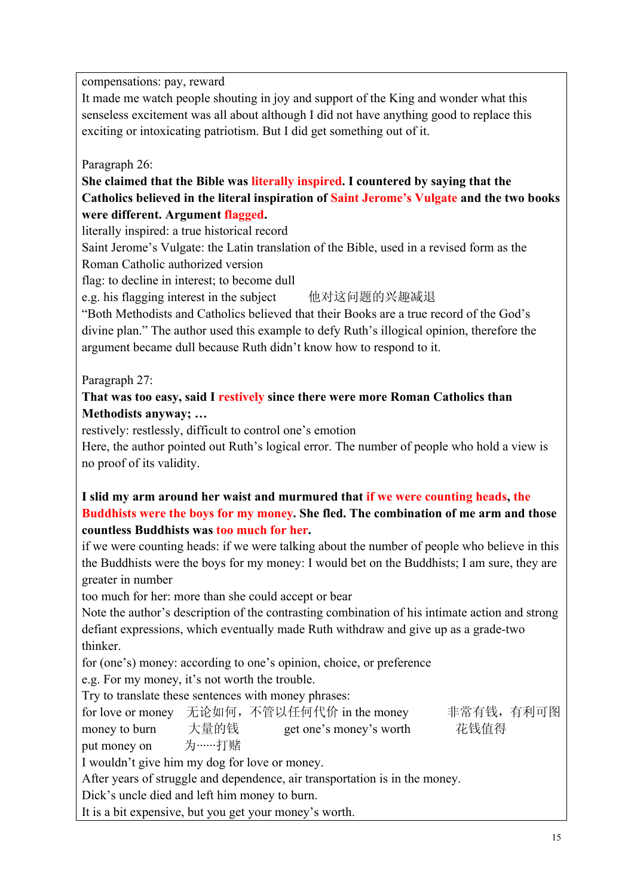compensations: pay, reward

It made me watch people shouting in joy and support of the King and wonder what this senseless excitement was all about although I did not have anything good to replace this exciting or intoxicating patriotism. But I did get something out of it.

Paragraph 26:

**She claimed that the Bible was literally inspired. I countered by saying that the Catholics believed in the literal inspiration of Saint Jerome's Vulgate and the two books were different. Argument flagged.**

literally inspired: a true historical record

Saint Jerome's Vulgate: the Latin translation of the Bible, used in a revised form as the Roman Catholic authorized version

flag: to decline in interest; to become dull

e.g. his flagging interest in the subject　　他对这问题的兴趣减退

"Both Methodists and Catholics believed that their Books are a true record of the God's divine plan." The author used this example to defy Ruth's illogical opinion, therefore the argument became dull because Ruth didn't know how to respond to it.

Paragraph 27:

**That was too easy, said I restively since there were more Roman Catholics than Methodists anyway; …**

restively: restlessly, difficult to control one's emotion

Here, the author pointed out Ruth's logical error. The number of people who hold a view is no proof of its validity.

**I slid my arm around her waist and murmured that if we were counting heads, the Buddhists were the boys for my money. She fled. The combination of me arm and those countless Buddhists was too much for her.**

if we were counting heads: if we were talking about the number of people who believe in this

the Buddhists were the boys for my money: I would bet on the Buddhists; I am sure, they are greater in number

too much for her: more than she could accept or bear

Note the author's description of the contrasting combination of his intimate action and strong defiant expressions, which eventually made Ruth withdraw and give up as a grade-two thinker.

for (one's) money: according to one's opinion, choice, or preference

e.g. For my money, it's not worth the trouble.

Try to translate these sentences with money phrases:

for love or money　无论如何，不管以任何代价　in the money　非常有钱，有利可图

money to burn　大量的钱　get one's money's worth　花钱值得

put money on　为……打赌

I wouldn't give him my dog for love or money.

After years of struggle and dependence, air transportation is in the money.

Dick's uncle died and left him money to burn.

It is a bit expensive, but you get your money's worth.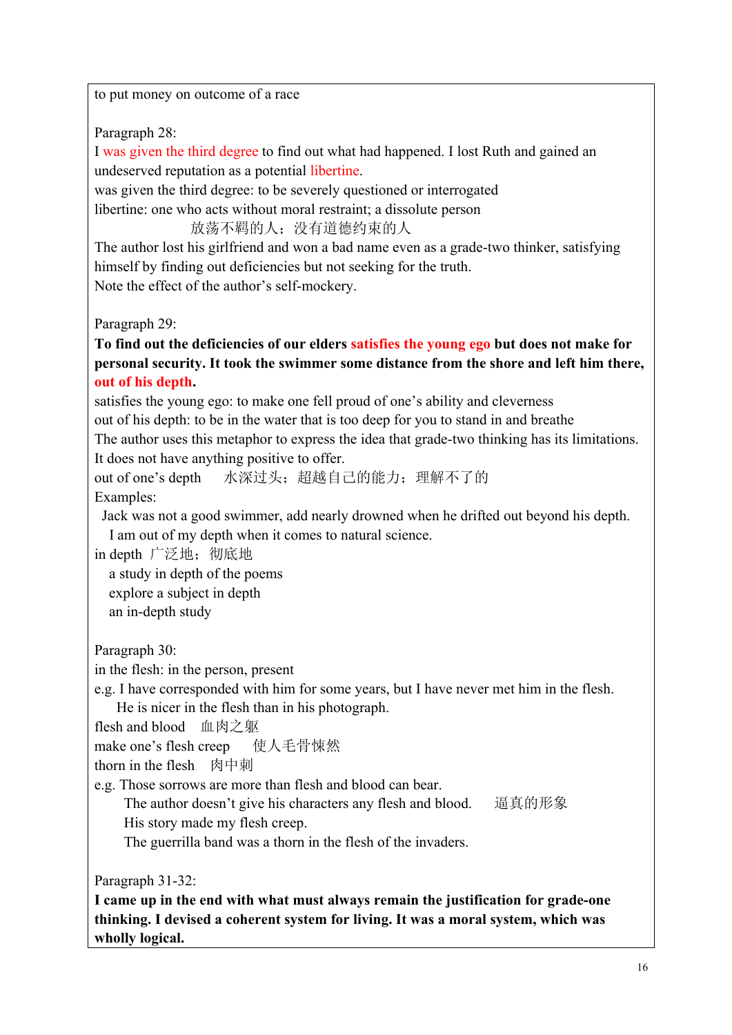to put money on outcome of a race

Paragraph 28:

I was given the third degree to find out what had happened. I lost Ruth and gained an undeserved reputation as a potential libertine.

was given the third degree: to be severely questioned or interrogated

libertine: one who acts without moral restraint; a dissolute person

放荡不羁的人；没有道德约束的人

The author lost his girlfriend and won a bad name even as a grade-two thinker, satisfying himself by finding out deficiencies but not seeking for the truth.

Note the effect of the author's self-mockery.

Paragraph 29:

**To find out the deficiencies of our elders satisfies the young ego but does not make for personal security. It took the swimmer some distance from the shore and left him there, out of his depth.**

satisfies the young ego: to make one fell proud of one's ability and cleverness

out of his depth: to be in the water that is too deep for you to stand in and breathe

The author uses this metaphor to express the idea that grade-two thinking has its limitations. It does not have anything positive to offer.

out of one's depth　水深过头；超越自己的能力；理解不了的

Examples:

Jack was not a good swimmer, add nearly drowned when he drifted out beyond his depth.

I am out of my depth when it comes to natural science.

in depth 广泛地；彻底地

a study in depth of the poems

explore a subject in depth

an in-depth study

Paragraph 30:

in the flesh: in the person, present

e.g. I have corresponded with him for some years, but I have never met him in the flesh.

He is nicer in the flesh than in his photograph.

flesh and blood　血肉之躯

make one's flesh creep　使人毛骨悚然

thorn in the flesh　肉中刺

e.g. Those sorrows are more than flesh and blood can bear.

The author doesn't give his characters any flesh and blood.　逼真的形象

His story made my flesh creep.

The guerrilla band was a thorn in the flesh of the invaders.

Paragraph 31-32:

**I came up in the end with what must always remain the justification for grade-one thinking. I devised a coherent system for living. It was a moral system, which was wholly logical.**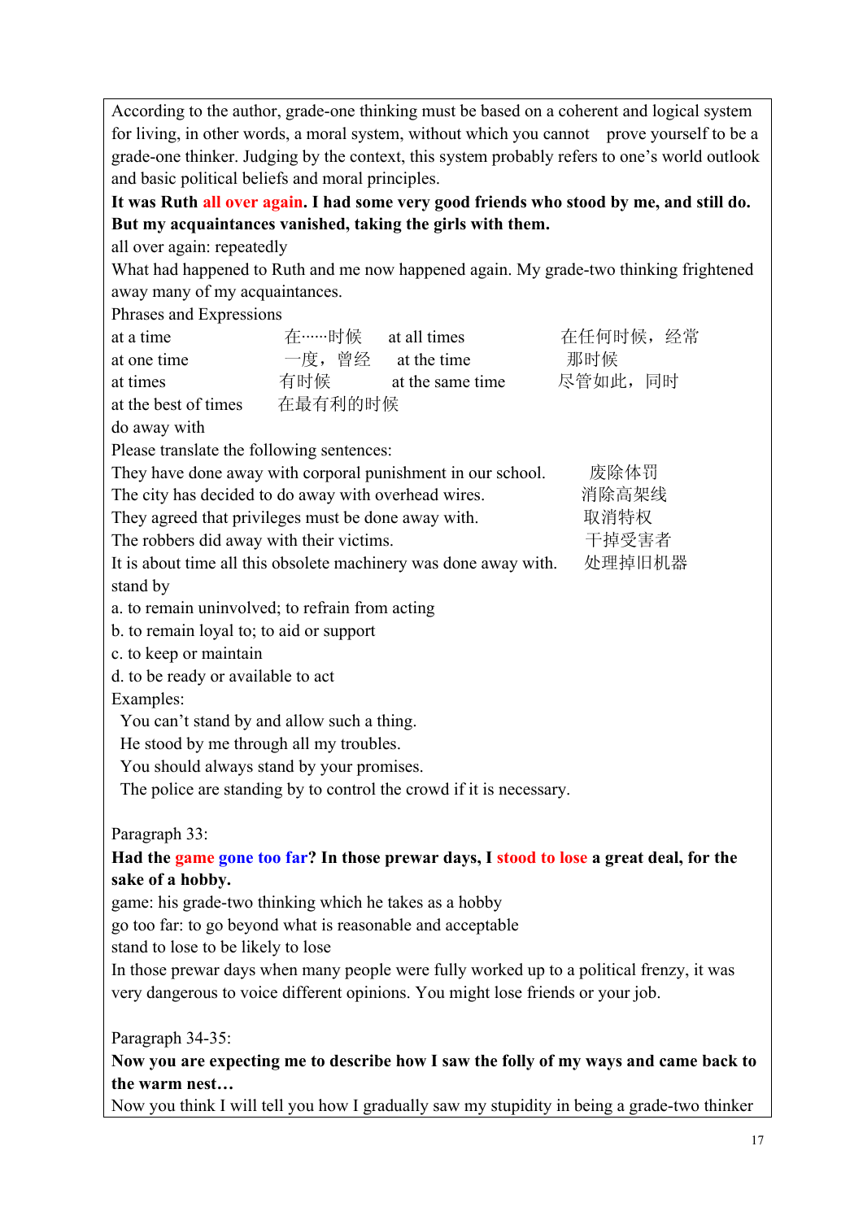According to the author, grade-one thinking must be based on a coherent and logical system for living, in other words, a moral system, without which you cannot prove yourself to be a grade-one thinker. Judging by the context, this system probably refers to one's world outlook and basic political beliefs and moral principles.

**It was Ruth all over again. I had some very good friends who stood by me, and still do. But my acquaintances vanished, taking the girls with them.**

all over again: repeatedly

What had happened to Ruth and me now happened again. My grade-two thinking frightened away many of my acquaintances.

Phrases and Expressions

| | | | |
|---|---|---|---|
| at a time | 在……时候 | at all times | 在任何时候，经常 |
| at one time | 一度，曾经 | at the time | 那时候 |
| at times | 有时候 | at the same time | 尽管如此，同时 |
| at the best of times | 在最有利的时候 | | |

do away with

Please translate the following sentences:

| | |
|---|---|
| They have done away with corporal punishment in our school. | 废除体罚 |
| The city has decided to do away with overhead wires. | 消除高架线 |
| They agreed that privileges must be done away with. | 取消特权 |
| The robbers did away with their victims. | 干掉受害者 |
| It is about time all this obsolete machinery was done away with. | 处理掉旧机器 |

stand by

a. to remain uninvolved; to refrain from acting

b. to remain loyal to; to aid or support

c. to keep or maintain

d. to be ready or available to act

Examples:

You can't stand by and allow such a thing.

He stood by me through all my troubles.

You should always stand by your promises.

The police are standing by to control the crowd if it is necessary.

Paragraph 33:

**Had the game gone too far? In those prewar days, I stood to lose a great deal, for the sake of a hobby.**

game: his grade-two thinking which he takes as a hobby

go too far: to go beyond what is reasonable and acceptable

stand to lose to be likely to lose

In those prewar days when many people were fully worked up to a political frenzy, it was very dangerous to voice different opinions. You might lose friends or your job.

Paragraph 34-35:

**Now you are expecting me to describe how I saw the folly of my ways and came back to the warm nest…**

Now you think I will tell you how I gradually saw my stupidity in being a grade-two thinker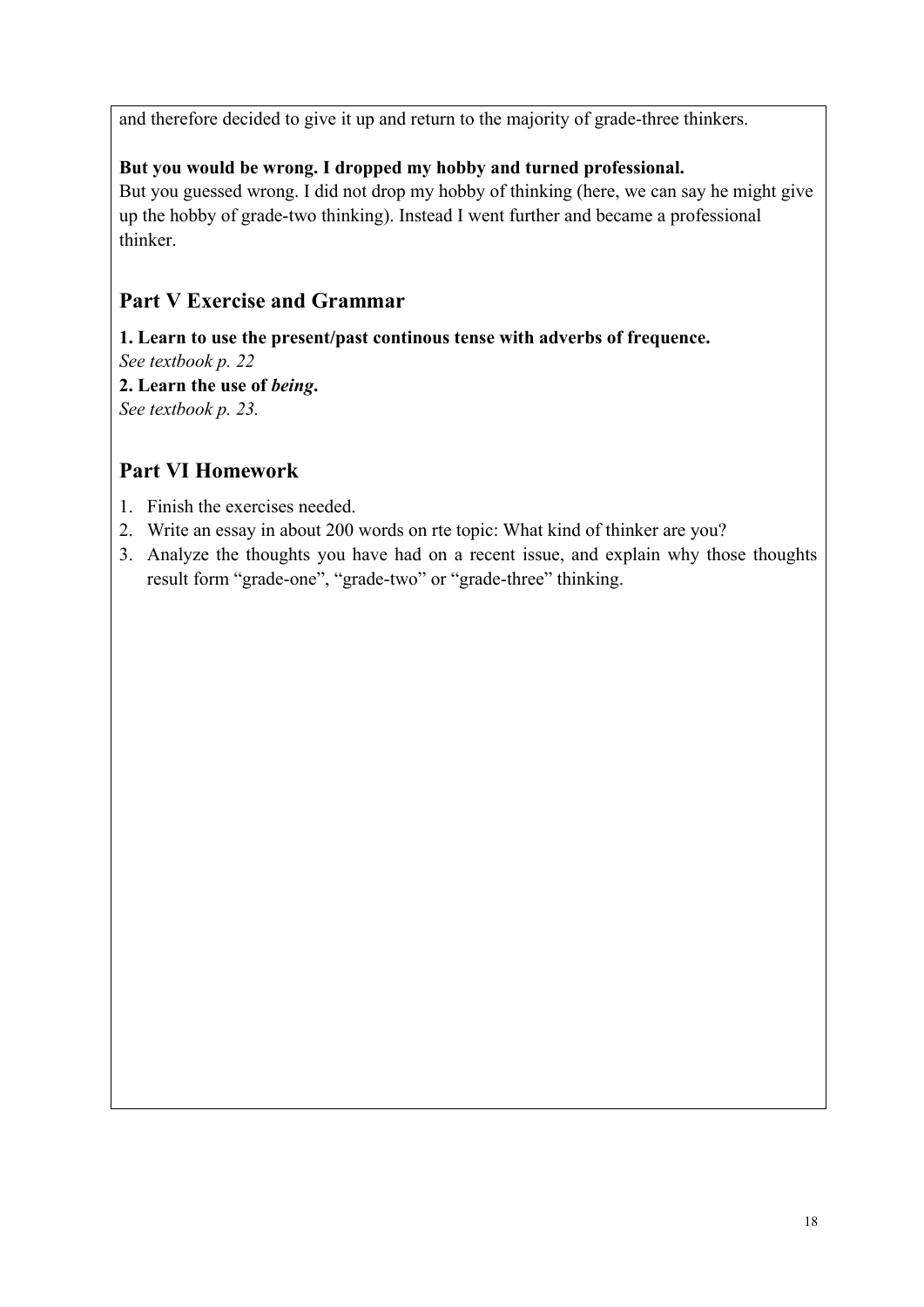and therefore decided to give it up and return to the majority of grade-three thinkers.

**But you would be wrong. I dropped my hobby and turned professional.**
But you guessed wrong. I did not drop my hobby of thinking (here, we can say he might give up the hobby of grade-two thinking). Instead I went further and became a professional thinker.

## Part V Exercise and Grammar

**1. Learn to use the present/past continous tense with adverbs of frequence.**
*See textbook p. 22*
**2. Learn the use of *being*.**
*See textbook p. 23.*

## Part VI Homework

1. Finish the exercises needed.
2. Write an essay in about 200 words on rte topic: What kind of thinker are you?
3. Analyze the thoughts you have had on a recent issue, and explain why those thoughts result form "grade-one", "grade-two" or "grade-three" thinking.